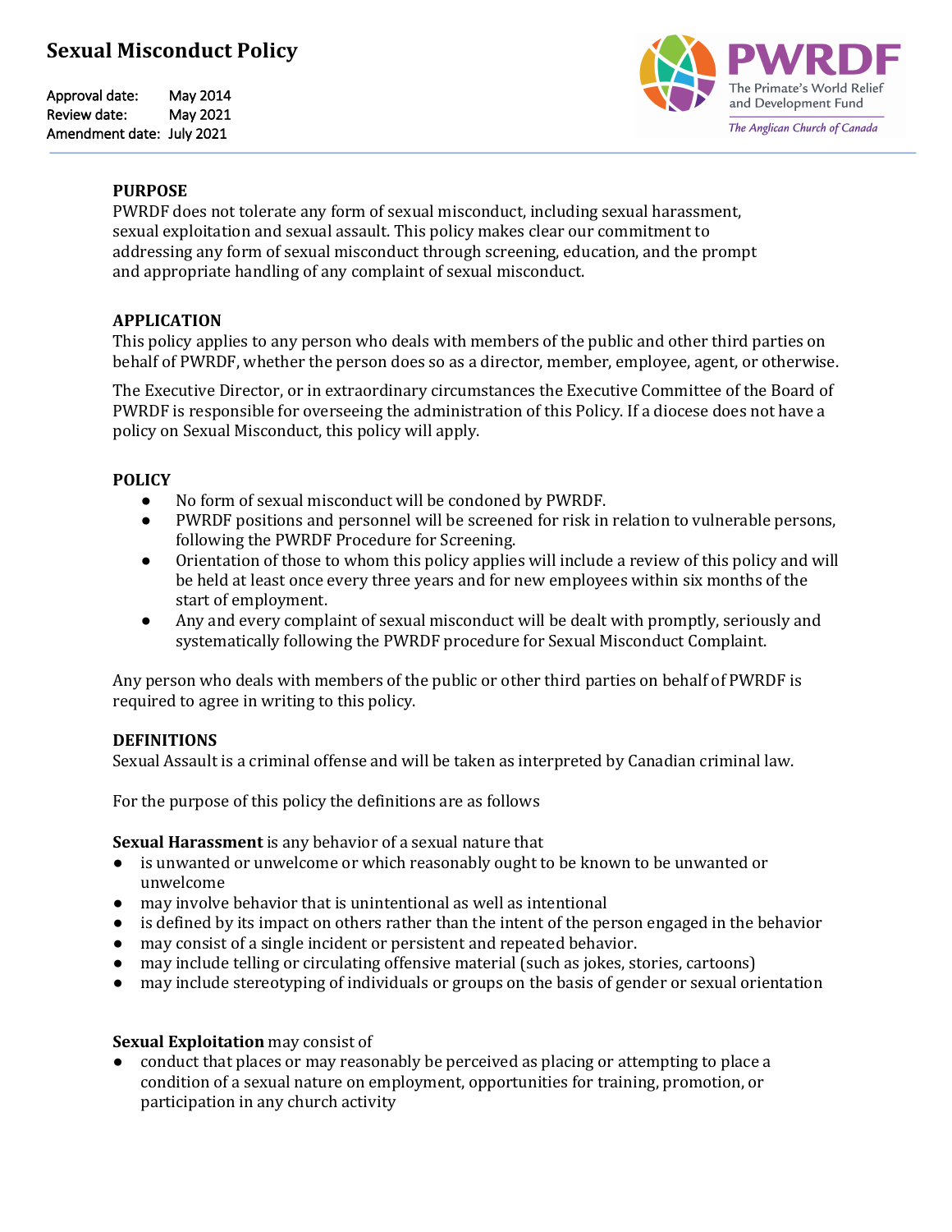# Sexual Misconduct Policy

Approval date: May 2014
Review date: May 2021
Amendment date: July 2021

PWRDF
The Primate's World Relief and Development Fund
*The Anglican Church of Canada*

**PURPOSE**

PWRDF does not tolerate any form of sexual misconduct, including sexual harassment, sexual exploitation and sexual assault. This policy makes clear our commitment to addressing any form of sexual misconduct through screening, education, and the prompt and appropriate handling of any complaint of sexual misconduct.

**APPLICATION**

This policy applies to any person who deals with members of the public and other third parties on behalf of PWRDF, whether the person does so as a director, member, employee, agent, or otherwise.

The Executive Director, or in extraordinary circumstances the Executive Committee of the Board of PWRDF is responsible for overseeing the administration of this Policy. If a diocese does not have a policy on Sexual Misconduct, this policy will apply.

**POLICY**

- No form of sexual misconduct will be condoned by PWRDF.
- PWRDF positions and personnel will be screened for risk in relation to vulnerable persons, following the PWRDF Procedure for Screening.
- Orientation of those to whom this policy applies will include a review of this policy and will be held at least once every three years and for new employees within six months of the start of employment.
- Any and every complaint of sexual misconduct will be dealt with promptly, seriously and systematically following the PWRDF procedure for Sexual Misconduct Complaint.

Any person who deals with members of the public or other third parties on behalf of PWRDF is required to agree in writing to this policy.

**DEFINITIONS**

Sexual Assault is a criminal offense and will be taken as interpreted by Canadian criminal law.

For the purpose of this policy the definitions are as follows

**Sexual Harassment** is any behavior of a sexual nature that

- is unwanted or unwelcome or which reasonably ought to be known to be unwanted or unwelcome
- may involve behavior that is unintentional as well as intentional
- is defined by its impact on others rather than the intent of the person engaged in the behavior
- may consist of a single incident or persistent and repeated behavior.
- may include telling or circulating offensive material (such as jokes, stories, cartoons)
- may include stereotyping of individuals or groups on the basis of gender or sexual orientation

**Sexual Exploitation** may consist of

- conduct that places or may reasonably be perceived as placing or attempting to place a condition of a sexual nature on employment, opportunities for training, promotion, or participation in any church activity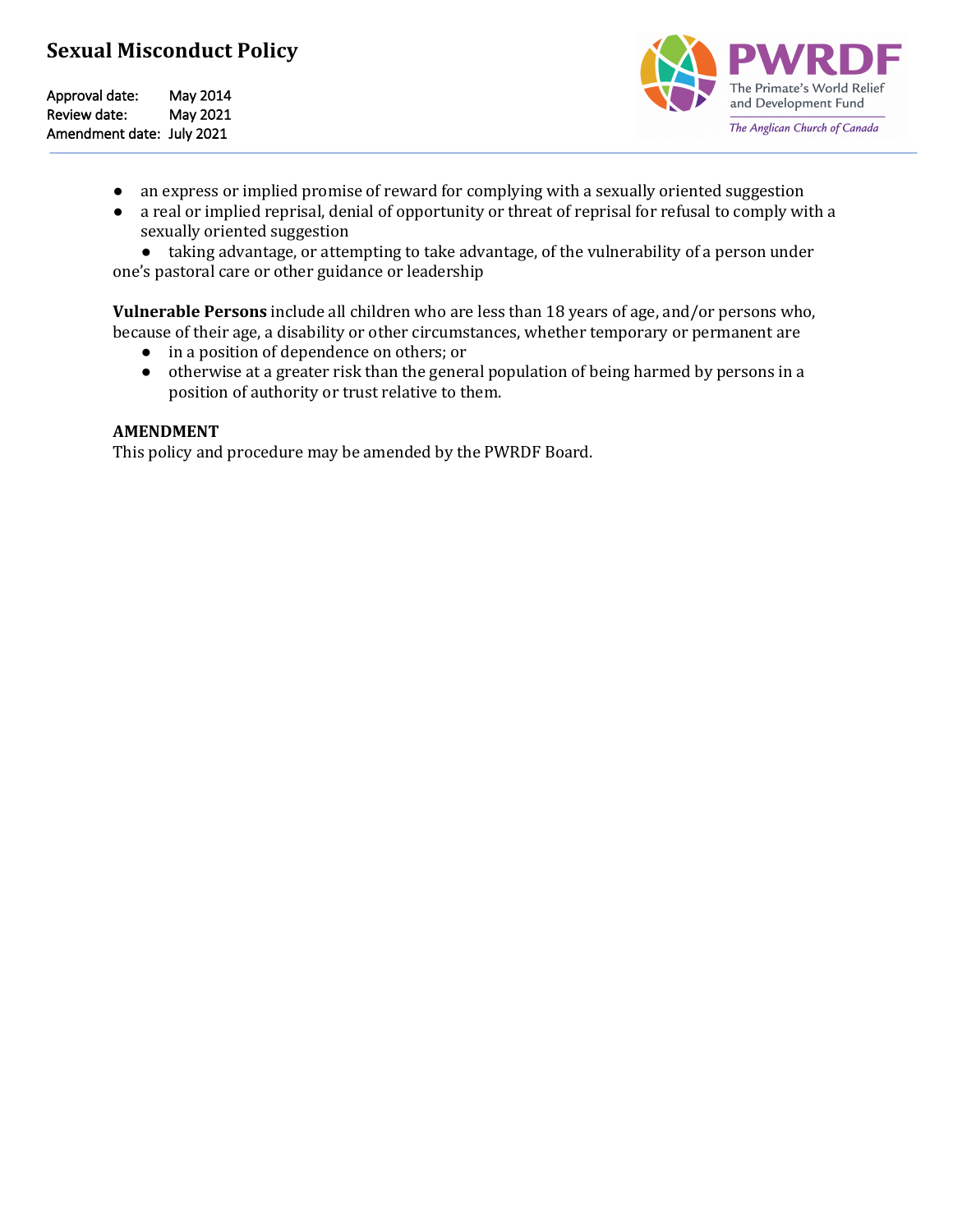- an express or implied promise of reward for complying with a sexually oriented suggestion
- a real or implied reprisal, denial of opportunity or threat of reprisal for refusal to comply with a sexually oriented suggestion
- taking advantage, or attempting to take advantage, of the vulnerability of a person under one's pastoral care or other guidance or leadership

**Vulnerable Persons** include all children who are less than 18 years of age, and/or persons who, because of their age, a disability or other circumstances, whether temporary or permanent are

- in a position of dependence on others; or
- otherwise at a greater risk than the general population of being harmed by persons in a position of authority or trust relative to them.

**AMENDMENT**

This policy and procedure may be amended by the PWRDF Board.